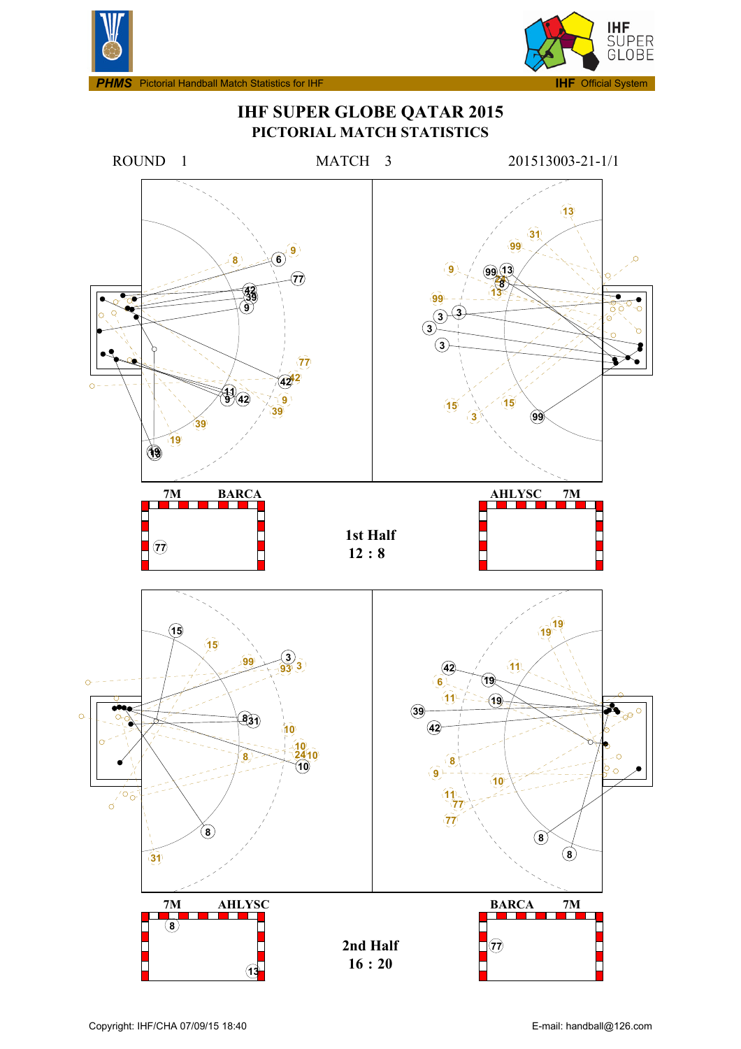# IHF SUPER GLOBE QATAR 2015

## PICTORIAL MATCH STATISTICS

ROUND 1 MATCH 3 201513003-21-1/1

**7M** **BARCA**

77

**AHLYSC** **7M**

**1st Half**
**12 : 8**

**7M** **AHLYSC**

8

13

**BARCA** **7M**

77

**2nd Half**
**16 : 20**

Copyright: IHF/CHA 07/09/15 18:40

E-mail: handball@126.com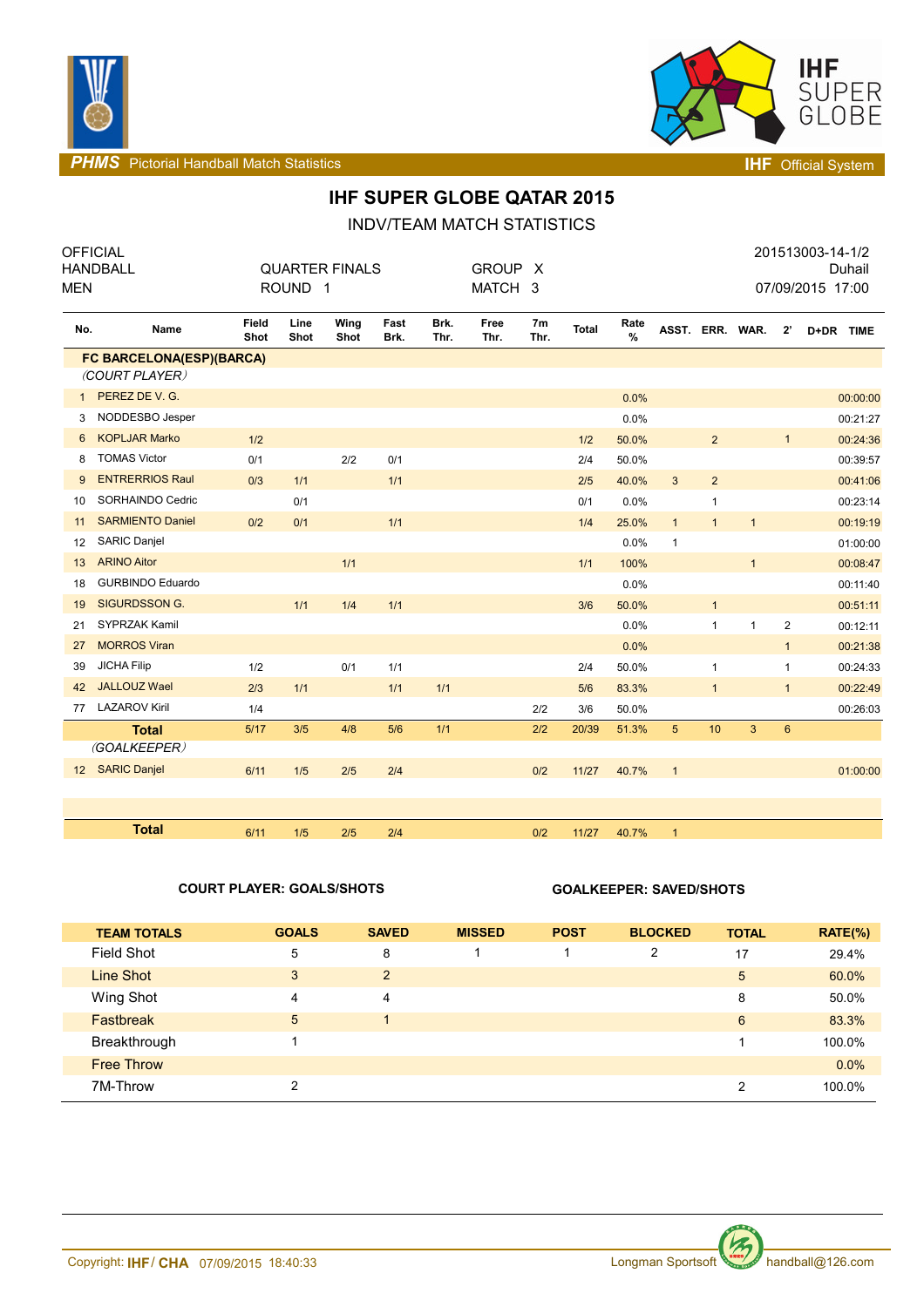PHMS Pictorial Handball Match Statistics | IHF Official System

# IHF SUPER GLOBE QATAR 2015

## INDV/TEAM MATCH STATISTICS

| OFFICIAL | | | 201513003-14-1/2 |
|---|---|---|---|
| HANDBALL | QUARTER FINALS | GROUP X | Duhail |
| MEN | ROUND 1 | MATCH 3 | 07/09/2015 17:00 |

| No. | Name | Field Shot | Line Shot | Wing Shot | Fast Brk. | Brk. Thr. | Free Thr. | 7m Thr. | Total | Rate % | ASST. | ERR. | WAR. | 2' | D+DR | TIME |
|---|---|---|---|---|---|---|---|---|---|---|---|---|---|---|---|---|
| | **FC BARCELONA(ESP)(BARCA)** | | | | | | | | | | | | | | | |
| | *(COURT PLAYER)* | | | | | | | | | | | | | | | |
| 1 | PEREZ DE V. G. | | | | | | | | | 0.0% | | | | | | 00:00:00 |
| 3 | NODDESBO Jesper | | | | | | | | | 0.0% | | | | | | 00:21:27 |
| 6 | KOPLJAR Marko | 1/2 | | | | | | | 1/2 | 50.0% | | 2 | | 1 | | 00:24:36 |
| 8 | TOMAS Victor | 0/1 | | 2/2 | 0/1 | | | | 2/4 | 50.0% | | | | | | 00:39:57 |
| 9 | ENTRERRIOS Raul | 0/3 | 1/1 | | 1/1 | | | | 2/5 | 40.0% | 3 | 2 | | | | 00:41:06 |
| 10 | SORHAINDO Cedric | | 0/1 | | | | | | 0/1 | 0.0% | | 1 | | | | 00:23:14 |
| 11 | SARMIENTO Daniel | 0/2 | 0/1 | | 1/1 | | | | 1/4 | 25.0% | 1 | 1 | 1 | | | 00:19:19 |
| 12 | SARIC Danjel | | | | | | | | | 0.0% | 1 | | | | | 01:00:00 |
| 13 | ARINO Aitor | | | 1/1 | | | | | 1/1 | 100% | | | 1 | | | 00:08:47 |
| 18 | GURBINDO Eduardo | | | | | | | | | 0.0% | | | | | | 00:11:40 |
| 19 | SIGURDSSON G. | | 1/1 | 1/4 | 1/1 | | | | 3/6 | 50.0% | | 1 | | | | 00:51:11 |
| 21 | SYPRZAK Kamil | | | | | | | | | 0.0% | | 1 | 1 | 2 | | 00:12:11 |
| 27 | MORROS Viran | | | | | | | | | 0.0% | | | | 1 | | 00:21:38 |
| 39 | JICHA Filip | 1/2 | | 0/1 | 1/1 | | | | 2/4 | 50.0% | | 1 | | 1 | | 00:24:33 |
| 42 | JALLOUZ Wael | 2/3 | 1/1 | | 1/1 | 1/1 | | | 5/6 | 83.3% | | 1 | | 1 | | 00:22:49 |
| 77 | LAZAROV Kiril | 1/4 | | | | | | 2/2 | 3/6 | 50.0% | | | | | | 00:26:03 |
| | **Total** | 5/17 | 3/5 | 4/8 | 5/6 | 1/1 | | 2/2 | 20/39 | 51.3% | 5 | 10 | 3 | 6 | | |
| | *(GOALKEEPER)* | | | | | | | | | | | | | | | |
| 12 | SARIC Danjel | 6/11 | 1/5 | 2/5 | 2/4 | | | 0/2 | 11/27 | 40.7% | 1 | | | | | 01:00:00 |
| | **Total** | 6/11 | 1/5 | 2/5 | 2/4 | | | 0/2 | 11/27 | 40.7% | 1 | | | | | |

**COURT PLAYER: GOALS/SHOTS** | **GOALKEEPER: SAVED/SHOTS**

| TEAM TOTALS | GOALS | SAVED | MISSED | POST | BLOCKED | TOTAL | RATE(%) |
|---|---|---|---|---|---|---|---|
| Field Shot | 5 | 8 | 1 | 1 | 2 | 17 | 29.4% |
| Line Shot | 3 | 2 | | | | 5 | 60.0% |
| Wing Shot | 4 | 4 | | | | 8 | 50.0% |
| Fastbreak | 5 | 1 | | | | 6 | 83.3% |
| Breakthrough | 1 | | | | | 1 | 100.0% |
| Free Throw | | | | | | | 0.0% |
| 7M-Throw | 2 | | | | | 2 | 100.0% |

Copyright: IHF / CHA 07/09/2015 18:40:33 | Longman Sportsoft handball@126.com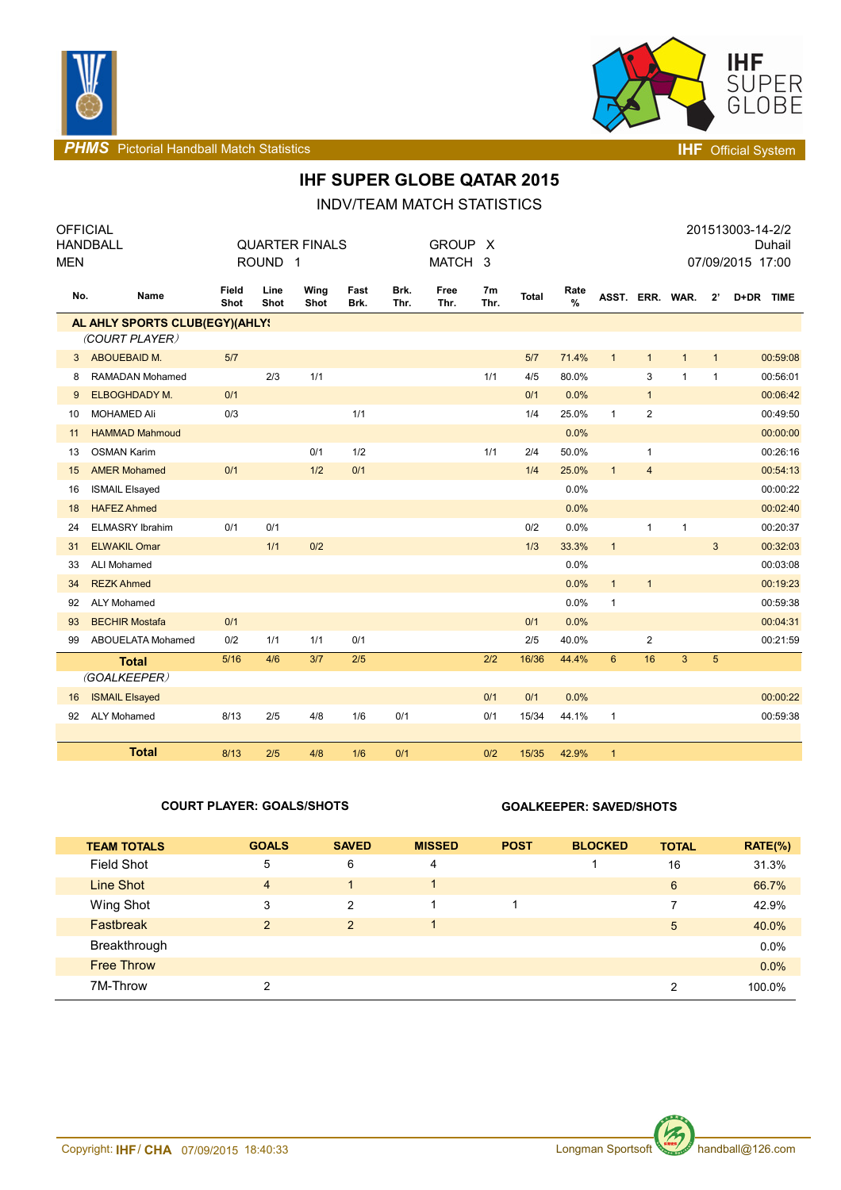PHMS Pictorial Handball Match Statistics — IHF Official System

# IHF SUPER GLOBE QATAR 2015

## INDV/TEAM MATCH STATISTICS

OFFICIAL
HANDBALL
MEN

QUARTER FINALS
ROUND 1

GROUP X
MATCH 3

201513003-14-2/2
Duhail
07/09/2015 17:00

| No. | Name | Field Shot | Line Shot | Wing Shot | Fast Brk. | Brk. Thr. | Free Thr. | 7m Thr. | Total | Rate % | ASST. | ERR. | WAR. | 2' | D+DR | TIME |
|---|---|---|---|---|---|---|---|---|---|---|---|---|---|---|---|---|
| | **AL AHLY SPORTS CLUB(EGY)(AHLY** | | | | | | | | | | | | | | | |
| | *(COURT PLAYER)* | | | | | | | | | | | | | | | |
| 3 | ABOUEBAID M. | 5/7 | | | | | | | 5/7 | 71.4% | 1 | 1 | 1 | 1 | | 00:59:08 |
| 8 | RAMADAN Mohamed | | 2/3 | 1/1 | | | | 1/1 | 4/5 | 80.0% | | 3 | 1 | 1 | | 00:56:01 |
| 9 | ELBOGHDADY M. | 0/1 | | | | | | | 0/1 | 0.0% | | 1 | | | | 00:06:42 |
| 10 | MOHAMED Ali | 0/3 | | | 1/1 | | | | 1/4 | 25.0% | 1 | 2 | | | | 00:49:50 |
| 11 | HAMMAD Mahmoud | | | | | | | | | 0.0% | | | | | | 00:00:00 |
| 13 | OSMAN Karim | | | 0/1 | 1/2 | | | 1/1 | 2/4 | 50.0% | | 1 | | | | 00:26:16 |
| 15 | AMER Mohamed | 0/1 | | 1/2 | 0/1 | | | | 1/4 | 25.0% | 1 | 4 | | | | 00:54:13 |
| 16 | ISMAIL Elsayed | | | | | | | | | 0.0% | | | | | | 00:00:22 |
| 18 | HAFEZ Ahmed | | | | | | | | | 0.0% | | | | | | 00:02:40 |
| 24 | ELMASRY Ibrahim | 0/1 | 0/1 | | | | | | 0/2 | 0.0% | | 1 | 1 | | | 00:20:37 |
| 31 | ELWAKIL Omar | | 1/1 | 0/2 | | | | | 1/3 | 33.3% | 1 | | | 3 | | 00:32:03 |
| 33 | ALI Mohamed | | | | | | | | | 0.0% | | | | | | 00:03:08 |
| 34 | REZK Ahmed | | | | | | | | | 0.0% | 1 | 1 | | | | 00:19:23 |
| 92 | ALY Mohamed | | | | | | | | | 0.0% | 1 | | | | | 00:59:38 |
| 93 | BECHIR Mostafa | 0/1 | | | | | | | 0/1 | 0.0% | | | | | | 00:04:31 |
| 99 | ABOUELATA Mohamed | 0/2 | 1/1 | 1/1 | 0/1 | | | | 2/5 | 40.0% | | 2 | | | | 00:21:59 |
| | **Total** | 5/16 | 4/6 | 3/7 | 2/5 | | | 2/2 | 16/36 | 44.4% | 6 | 16 | 3 | 5 | | |
| | *(GOALKEEPER)* | | | | | | | | | | | | | | | |
| 16 | ISMAIL Elsayed | | | | | | | 0/1 | 0/1 | 0.0% | | | | | | 00:00:22 |
| 92 | ALY Mohamed | 8/13 | 2/5 | 4/8 | 1/6 | 0/1 | | 0/1 | 15/34 | 44.1% | 1 | | | | | 00:59:38 |
| | **Total** | 8/13 | 2/5 | 4/8 | 1/6 | 0/1 | | 0/2 | 15/35 | 42.9% | 1 | | | | | |

**COURT PLAYER: GOALS/SHOTS** — **GOALKEEPER: SAVED/SHOTS**

| TEAM TOTALS | GOALS | SAVED | MISSED | POST | BLOCKED | TOTAL | RATE(%) |
|---|---|---|---|---|---|---|---|
| Field Shot | 5 | 6 | 4 | | 1 | 16 | 31.3% |
| Line Shot | 4 | 1 | 1 | | | 6 | 66.7% |
| Wing Shot | 3 | 2 | 1 | 1 | | 7 | 42.9% |
| Fastbreak | 2 | 2 | 1 | | | 5 | 40.0% |
| Breakthrough | | | | | | | 0.0% |
| Free Throw | | | | | | | 0.0% |
| 7M-Throw | 2 | | | | | 2 | 100.0% |

Copyright: IHF / CHA 07/09/2015 18:40:33 — Longman Sportsoft handball@126.com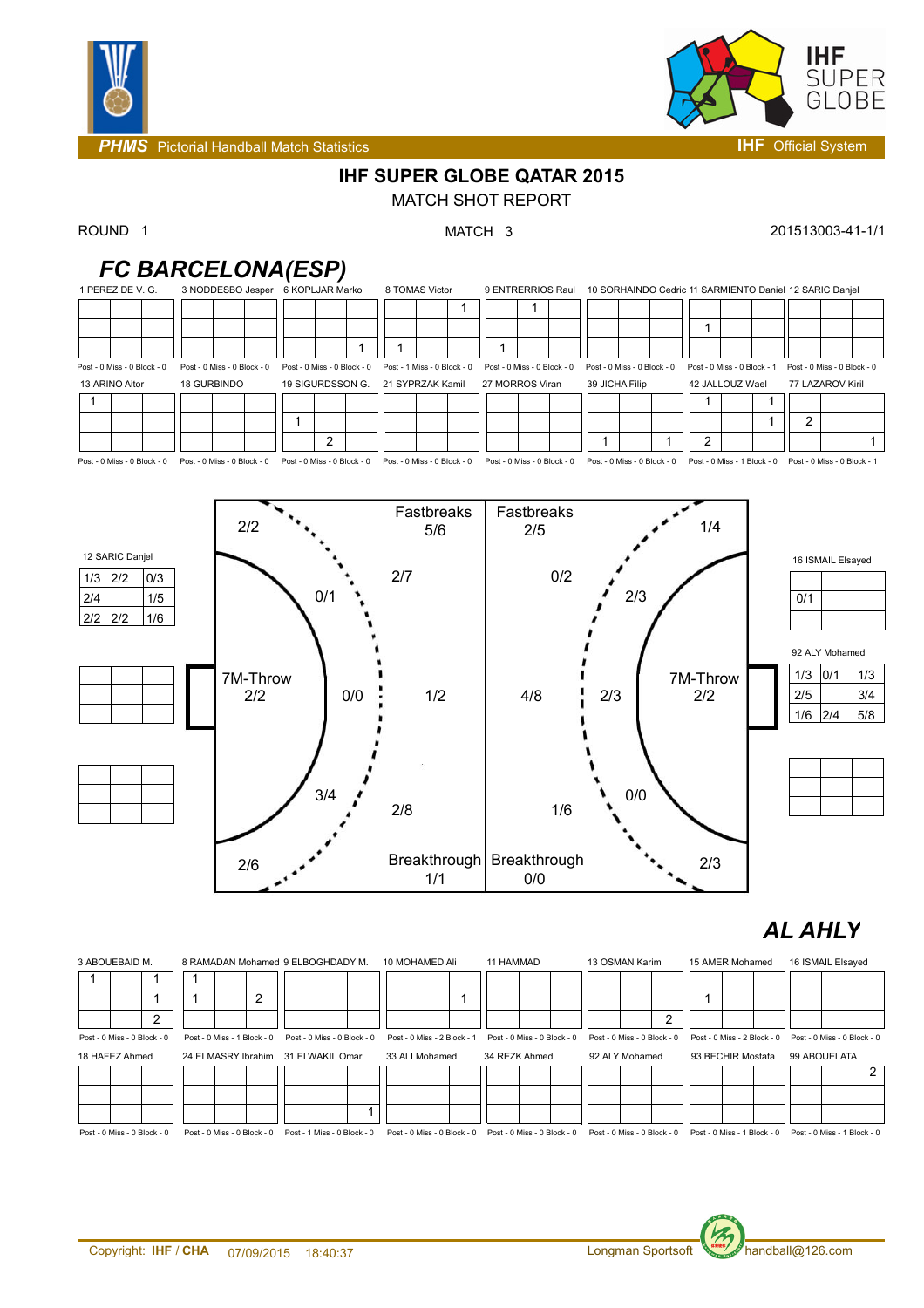PHMS Pictorial Handball Match Statistics

IHF Official System

# IHF SUPER GLOBE QATAR 2015

MATCH SHOT REPORT

ROUND 1 | MATCH 3 | 201513003-41-1/1

## FC BARCELONA(ESP)

1 PEREZ DE V. G. — Post - 0 Miss - 0 Block - 0

3 NODDESBO Jesper — Post - 0 Miss - 0 Block - 0

6 KOPLJAR Marko — Post - 0 Miss - 0 Block - 0

8 TOMAS Victor — Post - 1 Miss - 0 Block - 0

9 ENTRERRIOS Raul — Post - 0 Miss - 0 Block - 0

10 SORHAINDO Cedric — Post - 0 Miss - 0 Block - 0

11 SARMIENTO Daniel — Post - 0 Miss - 0 Block - 1

12 SARIC Danjel — Post - 0 Miss - 0 Block - 0

13 ARINO Aitor — Post - 0 Miss - 0 Block - 0

18 GURBINDO — Post - 0 Miss - 0 Block - 0

19 SIGURDSSON G. — Post - 0 Miss - 0 Block - 0

21 SYPRZAK Kamil — Post - 0 Miss - 0 Block - 0

27 MORROS Viran — Post - 0 Miss - 0 Block - 0

39 JICHA Filip — Post - 0 Miss - 0 Block - 0

42 JALLOUZ Wael — Post - 0 Miss - 1 Block - 0

77 LAZAROV Kiril — Post - 0 Miss - 0 Block - 1

12 SARIC Danjel

| | | |
|---|---|---|
| 1/3 | 2/2 | 0/3 |
| 2/4 | | 1/5 |
| 2/2 | 2/2 | 1/6 |

Fastbreaks 5/6
Fastbreaks 2/5
2/2
1/4
0/1
2/7
0/2
2/3
7M-Throw 2/2
0/0
1/2
4/8
2/3
7M-Throw 2/2
3/4
2/8
1/6
0/0
2/6
Breakthrough 1/1
Breakthrough 0/0
2/3

16 ISMAIL Elsayed

| | | |
|---|---|---|
| | | |
| 0/1 | | |
| | | |

92 ALY Mohamed

| | | |
|---|---|---|
| 1/3 | 0/1 | 1/3 |
| 2/5 | | 3/4 |
| 1/6 | 2/4 | 5/8 |

## AL AHLY

3 ABOUEBAID M. — Post - 0 Miss - 0 Block - 0

8 RAMADAN Mohamed — Post - 0 Miss - 1 Block - 0

9 ELBOGHDADY M. — Post - 0 Miss - 0 Block - 0

10 MOHAMED Ali — Post - 0 Miss - 2 Block - 1

11 HAMMAD — Post - 0 Miss - 0 Block - 0

13 OSMAN Karim — Post - 0 Miss - 0 Block - 0

15 AMER Mohamed — Post - 0 Miss - 2 Block - 0

16 ISMAIL Elsayed — Post - 0 Miss - 0 Block - 0

18 HAFEZ Ahmed — Post - 0 Miss - 0 Block - 0

24 ELMASRY Ibrahim — Post - 0 Miss - 0 Block - 0

31 ELWAKIL Omar — Post - 1 Miss - 0 Block - 0

33 ALI Mohamed — Post - 0 Miss - 0 Block - 0

34 REZK Ahmed — Post - 0 Miss - 0 Block - 0

92 ALY Mohamed — Post - 0 Miss - 0 Block - 0

93 BECHIR Mostafa — Post - 0 Miss - 1 Block - 0

99 ABOUELATA — Post - 0 Miss - 1 Block - 0

Copyright: IHF / CHA 07/09/2015 18:40:37 Longman Sportsoft handball@126.com